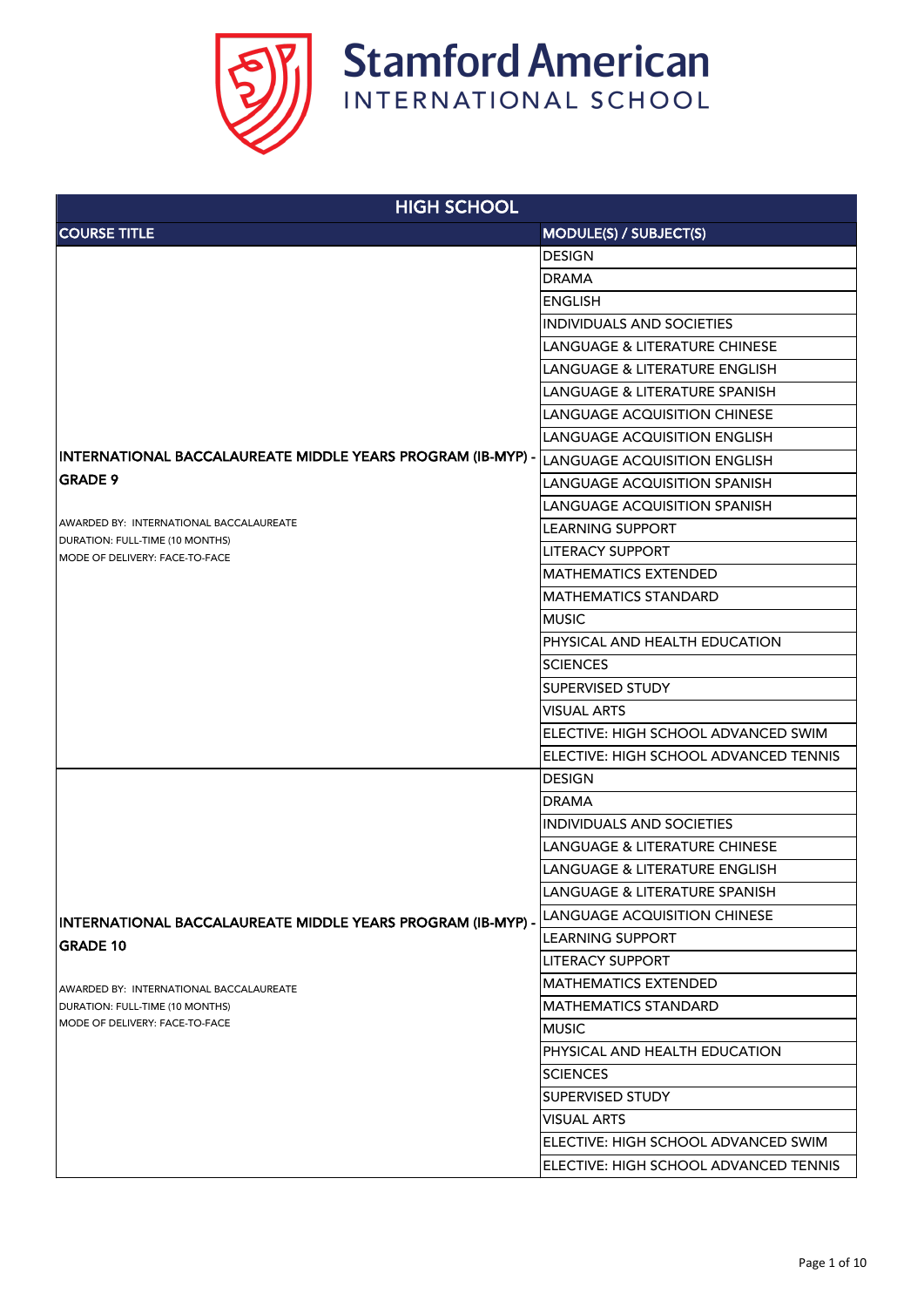# Stamford American INTERNATIONAL SCHOOL

| HIGH SCHOOL | |
|---|---|
| **COURSE TITLE** | **MODULE(S) / SUBJECT(S)** |
| **INTERNATIONAL BACCALAUREATE MIDDLE YEARS PROGRAM (IB-MYP) - GRADE 9**<br><br>AWARDED BY: INTERNATIONAL BACCALAUREATE<br>DURATION: FULL-TIME (10 MONTHS)<br>MODE OF DELIVERY: FACE-TO-FACE | DESIGN |
| | DRAMA |
| | ENGLISH |
| | INDIVIDUALS AND SOCIETIES |
| | LANGUAGE & LITERATURE CHINESE |
| | LANGUAGE & LITERATURE ENGLISH |
| | LANGUAGE & LITERATURE SPANISH |
| | LANGUAGE ACQUISITION CHINESE |
| | LANGUAGE ACQUISITION ENGLISH |
| | LANGUAGE ACQUISITION ENGLISH |
| | LANGUAGE ACQUISITION SPANISH |
| | LANGUAGE ACQUISITION SPANISH |
| | LEARNING SUPPORT |
| | LITERACY SUPPORT |
| | MATHEMATICS EXTENDED |
| | MATHEMATICS STANDARD |
| | MUSIC |
| | PHYSICAL AND HEALTH EDUCATION |
| | SCIENCES |
| | SUPERVISED STUDY |
| | VISUAL ARTS |
| | ELECTIVE: HIGH SCHOOL ADVANCED SWIM |
| | ELECTIVE: HIGH SCHOOL ADVANCED TENNIS |
| **INTERNATIONAL BACCALAUREATE MIDDLE YEARS PROGRAM (IB-MYP) - GRADE 10**<br><br>AWARDED BY: INTERNATIONAL BACCALAUREATE<br>DURATION: FULL-TIME (10 MONTHS)<br>MODE OF DELIVERY: FACE-TO-FACE | DESIGN |
| | DRAMA |
| | INDIVIDUALS AND SOCIETIES |
| | LANGUAGE & LITERATURE CHINESE |
| | LANGUAGE & LITERATURE ENGLISH |
| | LANGUAGE & LITERATURE SPANISH |
| | LANGUAGE ACQUISITION CHINESE |
| | LEARNING SUPPORT |
| | LITERACY SUPPORT |
| | MATHEMATICS EXTENDED |
| | MATHEMATICS STANDARD |
| | MUSIC |
| | PHYSICAL AND HEALTH EDUCATION |
| | SCIENCES |
| | SUPERVISED STUDY |
| | VISUAL ARTS |
| | ELECTIVE: HIGH SCHOOL ADVANCED SWIM |
| | ELECTIVE: HIGH SCHOOL ADVANCED TENNIS |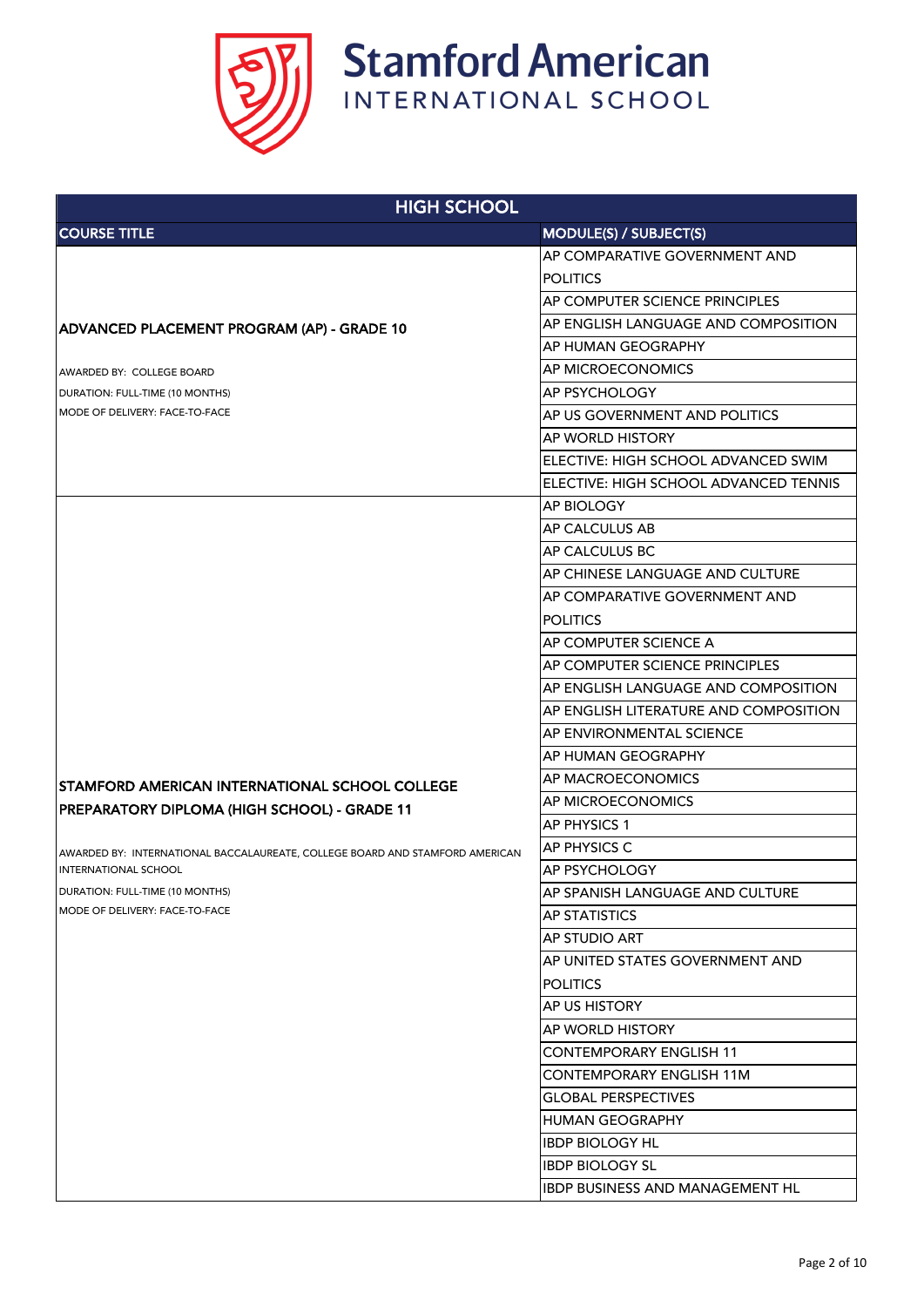# Stamford American
## INTERNATIONAL SCHOOL

| HIGH SCHOOL | |
|---|---|
| **COURSE TITLE** | **MODULE(S) / SUBJECT(S)** |
| **ADVANCED PLACEMENT PROGRAM (AP) - GRADE 10**<br><br>AWARDED BY: COLLEGE BOARD<br>DURATION: FULL-TIME (10 MONTHS)<br>MODE OF DELIVERY: FACE-TO-FACE | AP COMPARATIVE GOVERNMENT AND POLITICS |
| | AP COMPUTER SCIENCE PRINCIPLES |
| | AP ENGLISH LANGUAGE AND COMPOSITION |
| | AP HUMAN GEOGRAPHY |
| | AP MICROECONOMICS |
| | AP PSYCHOLOGY |
| | AP US GOVERNMENT AND POLITICS |
| | AP WORLD HISTORY |
| | ELECTIVE: HIGH SCHOOL ADVANCED SWIM |
| | ELECTIVE: HIGH SCHOOL ADVANCED TENNIS |
| **STAMFORD AMERICAN INTERNATIONAL SCHOOL COLLEGE PREPARATORY DIPLOMA (HIGH SCHOOL) - GRADE 11**<br><br>AWARDED BY: INTERNATIONAL BACCALAUREATE, COLLEGE BOARD AND STAMFORD AMERICAN INTERNATIONAL SCHOOL<br>DURATION: FULL-TIME (10 MONTHS)<br>MODE OF DELIVERY: FACE-TO-FACE | AP BIOLOGY |
| | AP CALCULUS AB |
| | AP CALCULUS BC |
| | AP CHINESE LANGUAGE AND CULTURE |
| | AP COMPARATIVE GOVERNMENT AND POLITICS |
| | AP COMPUTER SCIENCE A |
| | AP COMPUTER SCIENCE PRINCIPLES |
| | AP ENGLISH LANGUAGE AND COMPOSITION |
| | AP ENGLISH LITERATURE AND COMPOSITION |
| | AP ENVIRONMENTAL SCIENCE |
| | AP HUMAN GEOGRAPHY |
| | AP MACROECONOMICS |
| | AP MICROECONOMICS |
| | AP PHYSICS 1 |
| | AP PHYSICS C |
| | AP PSYCHOLOGY |
| | AP SPANISH LANGUAGE AND CULTURE |
| | AP STATISTICS |
| | AP STUDIO ART |
| | AP UNITED STATES GOVERNMENT AND POLITICS |
| | AP US HISTORY |
| | AP WORLD HISTORY |
| | CONTEMPORARY ENGLISH 11 |
| | CONTEMPORARY ENGLISH 11M |
| | GLOBAL PERSPECTIVES |
| | HUMAN GEOGRAPHY |
| | IBDP BIOLOGY HL |
| | IBDP BIOLOGY SL |
| | IBDP BUSINESS AND MANAGEMENT HL |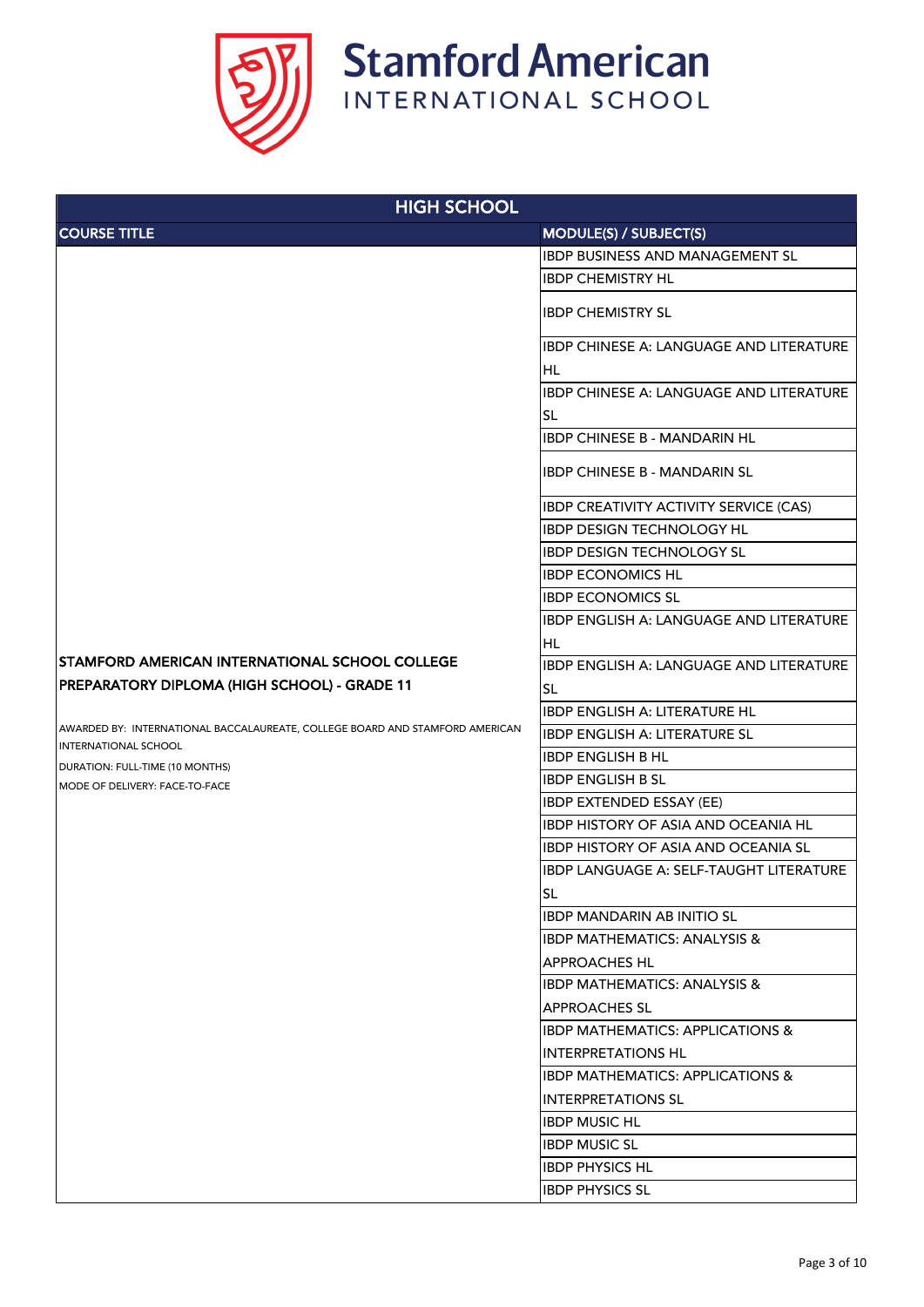| HIGH SCHOOL | |
|---|---|
| **COURSE TITLE** | **MODULE(S) / SUBJECT(S)** |
| **STAMFORD AMERICAN INTERNATIONAL SCHOOL COLLEGE PREPARATORY DIPLOMA (HIGH SCHOOL) - GRADE 11**<br><br>AWARDED BY: INTERNATIONAL BACCALAUREATE, COLLEGE BOARD AND STAMFORD AMERICAN INTERNATIONAL SCHOOL<br>DURATION: FULL-TIME (10 MONTHS)<br>MODE OF DELIVERY: FACE-TO-FACE | IBDP BUSINESS AND MANAGEMENT SL |
| | IBDP CHEMISTRY HL |
| | IBDP CHEMISTRY SL |
| | IBDP CHINESE A: LANGUAGE AND LITERATURE HL |
| | IBDP CHINESE A: LANGUAGE AND LITERATURE SL |
| | IBDP CHINESE B - MANDARIN HL |
| | IBDP CHINESE B - MANDARIN SL |
| | IBDP CREATIVITY ACTIVITY SERVICE (CAS) |
| | IBDP DESIGN TECHNOLOGY HL |
| | IBDP DESIGN TECHNOLOGY SL |
| | IBDP ECONOMICS HL |
| | IBDP ECONOMICS SL |
| | IBDP ENGLISH A: LANGUAGE AND LITERATURE HL |
| | IBDP ENGLISH A: LANGUAGE AND LITERATURE SL |
| | IBDP ENGLISH A: LITERATURE HL |
| | IBDP ENGLISH A: LITERATURE SL |
| | IBDP ENGLISH B HL |
| | IBDP ENGLISH B SL |
| | IBDP EXTENDED ESSAY (EE) |
| | IBDP HISTORY OF ASIA AND OCEANIA HL |
| | IBDP HISTORY OF ASIA AND OCEANIA SL |
| | IBDP LANGUAGE A: SELF-TAUGHT LITERATURE SL |
| | IBDP MANDARIN AB INITIO SL |
| | IBDP MATHEMATICS: ANALYSIS & APPROACHES HL |
| | IBDP MATHEMATICS: ANALYSIS & APPROACHES SL |
| | IBDP MATHEMATICS: APPLICATIONS & INTERPRETATIONS HL |
| | IBDP MATHEMATICS: APPLICATIONS & INTERPRETATIONS SL |
| | IBDP MUSIC HL |
| | IBDP MUSIC SL |
| | IBDP PHYSICS HL |
| | IBDP PHYSICS SL |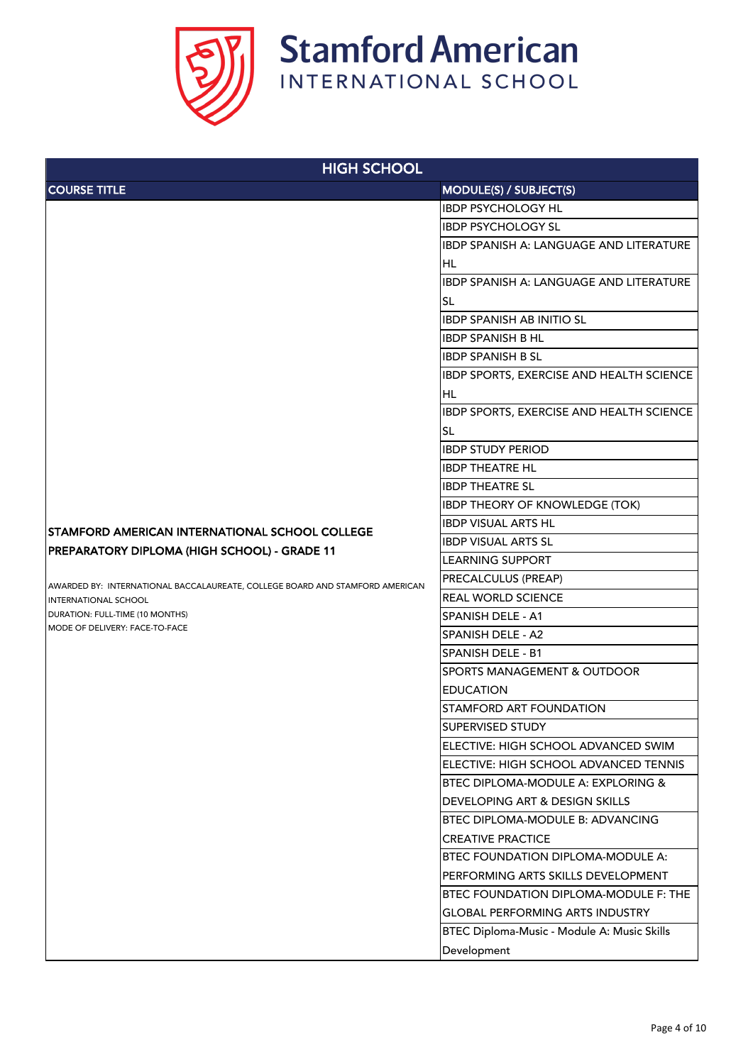| HIGH SCHOOL | |
|---|---|
| **COURSE TITLE** | **MODULE(S) / SUBJECT(S)** |
| **STAMFORD AMERICAN INTERNATIONAL SCHOOL COLLEGE PREPARATORY DIPLOMA (HIGH SCHOOL) - GRADE 11**<br><br>AWARDED BY: INTERNATIONAL BACCALAUREATE, COLLEGE BOARD AND STAMFORD AMERICAN INTERNATIONAL SCHOOL<br>DURATION: FULL-TIME (10 MONTHS)<br>MODE OF DELIVERY: FACE-TO-FACE | IBDP PSYCHOLOGY HL |
| | IBDP PSYCHOLOGY SL |
| | IBDP SPANISH A: LANGUAGE AND LITERATURE HL |
| | IBDP SPANISH A: LANGUAGE AND LITERATURE SL |
| | IBDP SPANISH AB INITIO SL |
| | IBDP SPANISH B HL |
| | IBDP SPANISH B SL |
| | IBDP SPORTS, EXERCISE AND HEALTH SCIENCE HL |
| | IBDP SPORTS, EXERCISE AND HEALTH SCIENCE SL |
| | IBDP STUDY PERIOD |
| | IBDP THEATRE HL |
| | IBDP THEATRE SL |
| | IBDP THEORY OF KNOWLEDGE (TOK) |
| | IBDP VISUAL ARTS HL |
| | IBDP VISUAL ARTS SL |
| | LEARNING SUPPORT |
| | PRECALCULUS (PREAP) |
| | REAL WORLD SCIENCE |
| | SPANISH DELE - A1 |
| | SPANISH DELE - A2 |
| | SPANISH DELE - B1 |
| | SPORTS MANAGEMENT & OUTDOOR EDUCATION |
| | STAMFORD ART FOUNDATION |
| | SUPERVISED STUDY |
| | ELECTIVE: HIGH SCHOOL ADVANCED SWIM |
| | ELECTIVE: HIGH SCHOOL ADVANCED TENNIS |
| | BTEC DIPLOMA-MODULE A: EXPLORING & DEVELOPING ART & DESIGN SKILLS |
| | BTEC DIPLOMA-MODULE B: ADVANCING CREATIVE PRACTICE |
| | BTEC FOUNDATION DIPLOMA-MODULE A: PERFORMING ARTS SKILLS DEVELOPMENT |
| | BTEC FOUNDATION DIPLOMA-MODULE F: THE GLOBAL PERFORMING ARTS INDUSTRY |
| | BTEC Diploma-Music - Module A: Music Skills Development |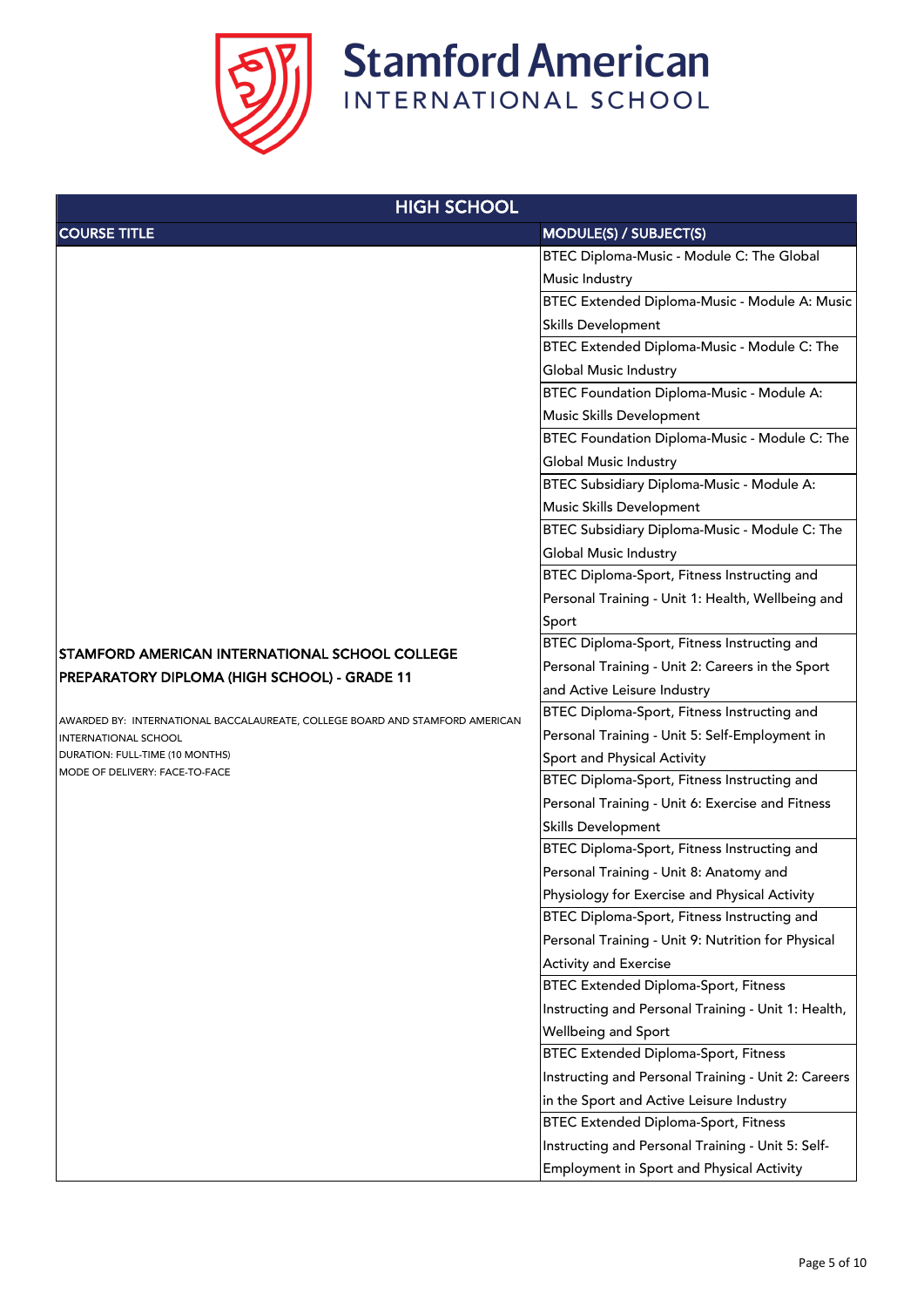| HIGH SCHOOL | |
|---|---|
| **COURSE TITLE** | **MODULE(S) / SUBJECT(S)** |
| **STAMFORD AMERICAN INTERNATIONAL SCHOOL COLLEGE PREPARATORY DIPLOMA (HIGH SCHOOL) - GRADE 11**<br><br>AWARDED BY: INTERNATIONAL BACCALAUREATE, COLLEGE BOARD AND STAMFORD AMERICAN INTERNATIONAL SCHOOL<br>DURATION: FULL-TIME (10 MONTHS)<br>MODE OF DELIVERY: FACE-TO-FACE | BTEC Diploma-Music - Module C: The Global Music Industry |
| | BTEC Extended Diploma-Music - Module A: Music Skills Development |
| | BTEC Extended Diploma-Music - Module C: The Global Music Industry |
| | BTEC Foundation Diploma-Music - Module A: Music Skills Development |
| | BTEC Foundation Diploma-Music - Module C: The Global Music Industry |
| | BTEC Subsidiary Diploma-Music - Module A: Music Skills Development |
| | BTEC Subsidiary Diploma-Music - Module C: The Global Music Industry |
| | BTEC Diploma-Sport, Fitness Instructing and Personal Training - Unit 1: Health, Wellbeing and Sport |
| | BTEC Diploma-Sport, Fitness Instructing and Personal Training - Unit 2: Careers in the Sport and Active Leisure Industry |
| | BTEC Diploma-Sport, Fitness Instructing and Personal Training - Unit 5: Self-Employment in Sport and Physical Activity |
| | BTEC Diploma-Sport, Fitness Instructing and Personal Training - Unit 6: Exercise and Fitness Skills Development |
| | BTEC Diploma-Sport, Fitness Instructing and Personal Training - Unit 8: Anatomy and Physiology for Exercise and Physical Activity |
| | BTEC Diploma-Sport, Fitness Instructing and Personal Training - Unit 9: Nutrition for Physical Activity and Exercise |
| | BTEC Extended Diploma-Sport, Fitness Instructing and Personal Training - Unit 1: Health, Wellbeing and Sport |
| | BTEC Extended Diploma-Sport, Fitness Instructing and Personal Training - Unit 2: Careers in the Sport and Active Leisure Industry |
| | BTEC Extended Diploma-Sport, Fitness Instructing and Personal Training - Unit 5: Self-Employment in Sport and Physical Activity |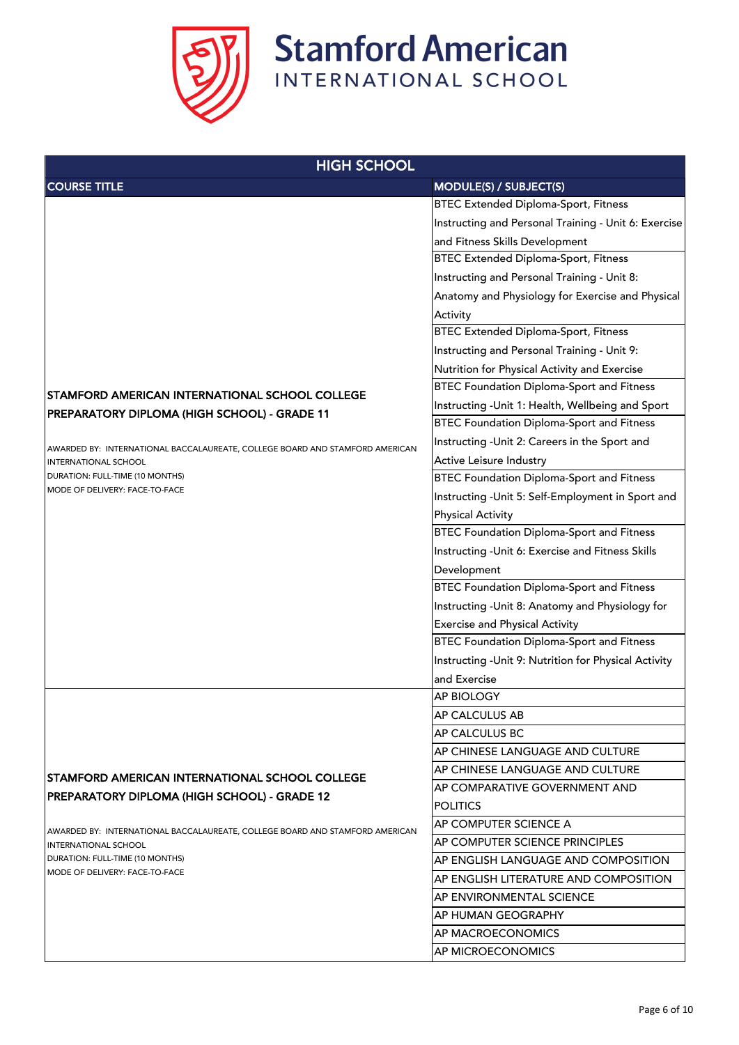Stamford American
INTERNATIONAL SCHOOL

| HIGH SCHOOL | |
|---|---|
| **COURSE TITLE** | **MODULE(S) / SUBJECT(S)** |
| **STAMFORD AMERICAN INTERNATIONAL SCHOOL COLLEGE PREPARATORY DIPLOMA (HIGH SCHOOL) - GRADE 11**<br><br>AWARDED BY: INTERNATIONAL BACCALAUREATE, COLLEGE BOARD AND STAMFORD AMERICAN INTERNATIONAL SCHOOL<br>DURATION: FULL-TIME (10 MONTHS)<br>MODE OF DELIVERY: FACE-TO-FACE | BTEC Extended Diploma-Sport, Fitness Instructing and Personal Training - Unit 6: Exercise and Fitness Skills Development |
| | BTEC Extended Diploma-Sport, Fitness Instructing and Personal Training - Unit 8: Anatomy and Physiology for Exercise and Physical Activity |
| | BTEC Extended Diploma-Sport, Fitness Instructing and Personal Training - Unit 9: Nutrition for Physical Activity and Exercise |
| | BTEC Foundation Diploma-Sport and Fitness Instructing -Unit 1: Health, Wellbeing and Sport |
| | BTEC Foundation Diploma-Sport and Fitness Instructing -Unit 2: Careers in the Sport and Active Leisure Industry |
| | BTEC Foundation Diploma-Sport and Fitness Instructing -Unit 5: Self-Employment in Sport and Physical Activity |
| | BTEC Foundation Diploma-Sport and Fitness Instructing -Unit 6: Exercise and Fitness Skills Development |
| | BTEC Foundation Diploma-Sport and Fitness Instructing -Unit 8: Anatomy and Physiology for Exercise and Physical Activity |
| | BTEC Foundation Diploma-Sport and Fitness Instructing -Unit 9: Nutrition for Physical Activity and Exercise |
| **STAMFORD AMERICAN INTERNATIONAL SCHOOL COLLEGE PREPARATORY DIPLOMA (HIGH SCHOOL) - GRADE 12**<br><br>AWARDED BY: INTERNATIONAL BACCALAUREATE, COLLEGE BOARD AND STAMFORD AMERICAN INTERNATIONAL SCHOOL<br>DURATION: FULL-TIME (10 MONTHS)<br>MODE OF DELIVERY: FACE-TO-FACE | AP BIOLOGY |
| | AP CALCULUS AB |
| | AP CALCULUS BC |
| | AP CHINESE LANGUAGE AND CULTURE |
| | AP CHINESE LANGUAGE AND CULTURE |
| | AP COMPARATIVE GOVERNMENT AND POLITICS |
| | AP COMPUTER SCIENCE A |
| | AP COMPUTER SCIENCE PRINCIPLES |
| | AP ENGLISH LANGUAGE AND COMPOSITION |
| | AP ENGLISH LITERATURE AND COMPOSITION |
| | AP ENVIRONMENTAL SCIENCE |
| | AP HUMAN GEOGRAPHY |
| | AP MACROECONOMICS |
| | AP MICROECONOMICS |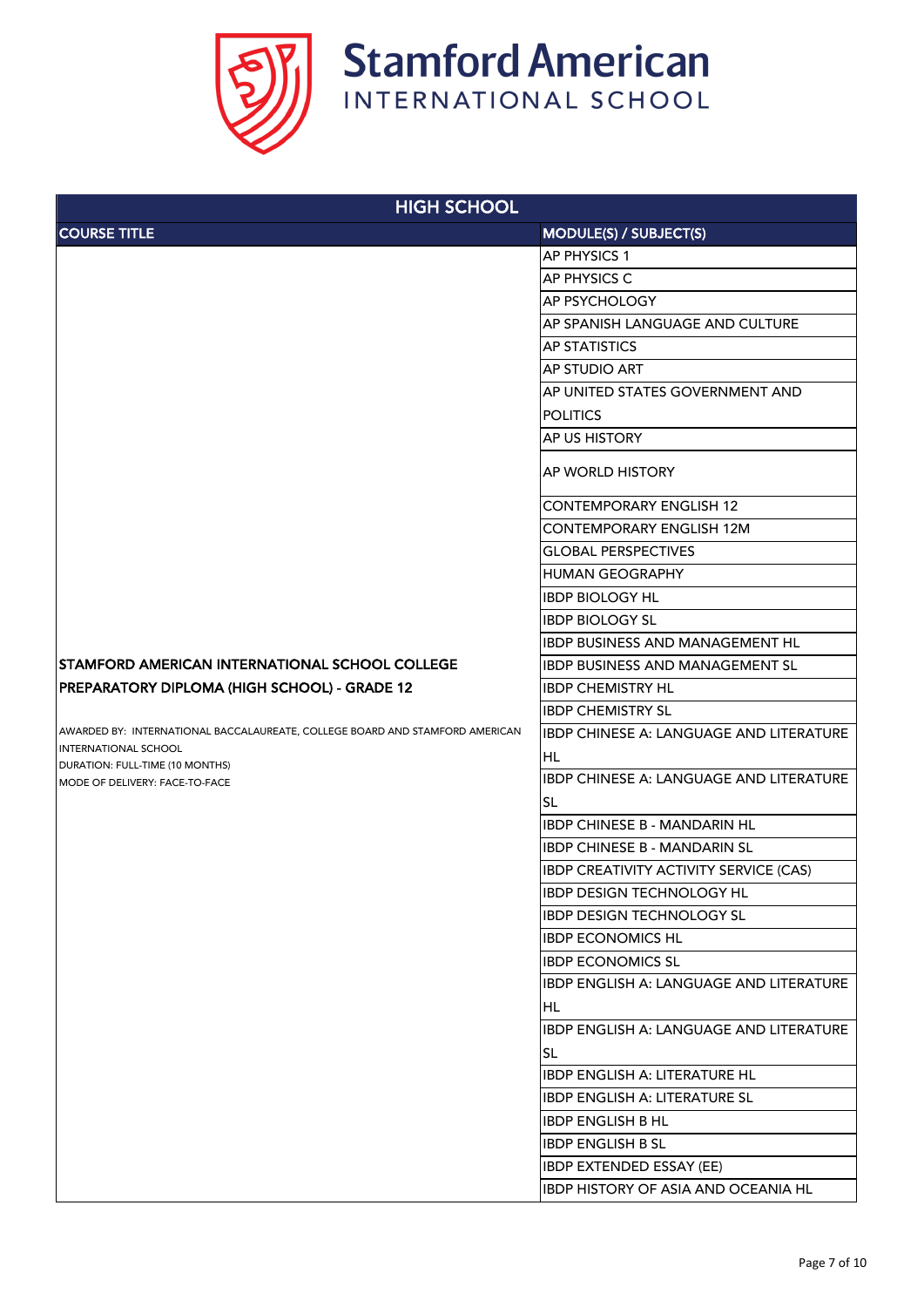| HIGH SCHOOL | |
|---|---|
| COURSE TITLE | MODULE(S) / SUBJECT(S) |
| STAMFORD AMERICAN INTERNATIONAL SCHOOL COLLEGE PREPARATORY DIPLOMA (HIGH SCHOOL) - GRADE 12<br><br>AWARDED BY: INTERNATIONAL BACCALAUREATE, COLLEGE BOARD AND STAMFORD AMERICAN INTERNATIONAL SCHOOL<br>DURATION: FULL-TIME (10 MONTHS)<br>MODE OF DELIVERY: FACE-TO-FACE | AP PHYSICS 1 |
| | AP PHYSICS C |
| | AP PSYCHOLOGY |
| | AP SPANISH LANGUAGE AND CULTURE |
| | AP STATISTICS |
| | AP STUDIO ART |
| | AP UNITED STATES GOVERNMENT AND POLITICS |
| | AP US HISTORY |
| | AP WORLD HISTORY |
| | CONTEMPORARY ENGLISH 12 |
| | CONTEMPORARY ENGLISH 12M |
| | GLOBAL PERSPECTIVES |
| | HUMAN GEOGRAPHY |
| | IBDP BIOLOGY HL |
| | IBDP BIOLOGY SL |
| | IBDP BUSINESS AND MANAGEMENT HL |
| | IBDP BUSINESS AND MANAGEMENT SL |
| | IBDP CHEMISTRY HL |
| | IBDP CHEMISTRY SL |
| | IBDP CHINESE A: LANGUAGE AND LITERATURE HL |
| | IBDP CHINESE A: LANGUAGE AND LITERATURE SL |
| | IBDP CHINESE B - MANDARIN HL |
| | IBDP CHINESE B - MANDARIN SL |
| | IBDP CREATIVITY ACTIVITY SERVICE (CAS) |
| | IBDP DESIGN TECHNOLOGY HL |
| | IBDP DESIGN TECHNOLOGY SL |
| | IBDP ECONOMICS HL |
| | IBDP ECONOMICS SL |
| | IBDP ENGLISH A: LANGUAGE AND LITERATURE HL |
| | IBDP ENGLISH A: LANGUAGE AND LITERATURE SL |
| | IBDP ENGLISH A: LITERATURE HL |
| | IBDP ENGLISH A: LITERATURE SL |
| | IBDP ENGLISH B HL |
| | IBDP ENGLISH B SL |
| | IBDP EXTENDED ESSAY (EE) |
| | IBDP HISTORY OF ASIA AND OCEANIA HL |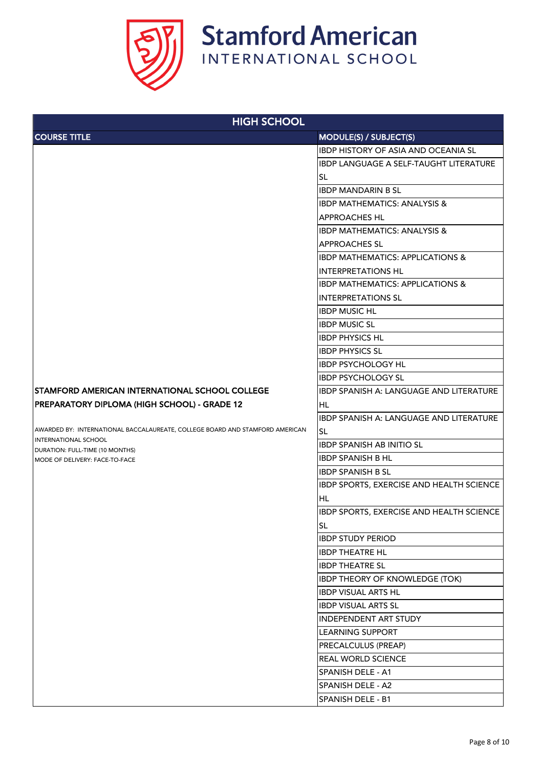| HIGH SCHOOL | |
|---|---|
| COURSE TITLE | MODULE(S) / SUBJECT(S) |
| STAMFORD AMERICAN INTERNATIONAL SCHOOL COLLEGE PREPARATORY DIPLOMA (HIGH SCHOOL) - GRADE 12<br><br>AWARDED BY: INTERNATIONAL BACCALAUREATE, COLLEGE BOARD AND STAMFORD AMERICAN INTERNATIONAL SCHOOL<br>DURATION: FULL-TIME (10 MONTHS)<br>MODE OF DELIVERY: FACE-TO-FACE | IBDP HISTORY OF ASIA AND OCEANIA SL |
| | IBDP LANGUAGE A SELF-TAUGHT LITERATURE SL |
| | IBDP MANDARIN B SL |
| | IBDP MATHEMATICS: ANALYSIS & APPROACHES HL |
| | IBDP MATHEMATICS: ANALYSIS & APPROACHES SL |
| | IBDP MATHEMATICS: APPLICATIONS & INTERPRETATIONS HL |
| | IBDP MATHEMATICS: APPLICATIONS & INTERPRETATIONS SL |
| | IBDP MUSIC HL |
| | IBDP MUSIC SL |
| | IBDP PHYSICS HL |
| | IBDP PHYSICS SL |
| | IBDP PSYCHOLOGY HL |
| | IBDP PSYCHOLOGY SL |
| | IBDP SPANISH A: LANGUAGE AND LITERATURE HL |
| | IBDP SPANISH A: LANGUAGE AND LITERATURE SL |
| | IBDP SPANISH AB INITIO SL |
| | IBDP SPANISH B HL |
| | IBDP SPANISH B SL |
| | IBDP SPORTS, EXERCISE AND HEALTH SCIENCE HL |
| | IBDP SPORTS, EXERCISE AND HEALTH SCIENCE SL |
| | IBDP STUDY PERIOD |
| | IBDP THEATRE HL |
| | IBDP THEATRE SL |
| | IBDP THEORY OF KNOWLEDGE (TOK) |
| | IBDP VISUAL ARTS HL |
| | IBDP VISUAL ARTS SL |
| | INDEPENDENT ART STUDY |
| | LEARNING SUPPORT |
| | PRECALCULUS (PREAP) |
| | REAL WORLD SCIENCE |
| | SPANISH DELE - A1 |
| | SPANISH DELE - A2 |
| | SPANISH DELE - B1 |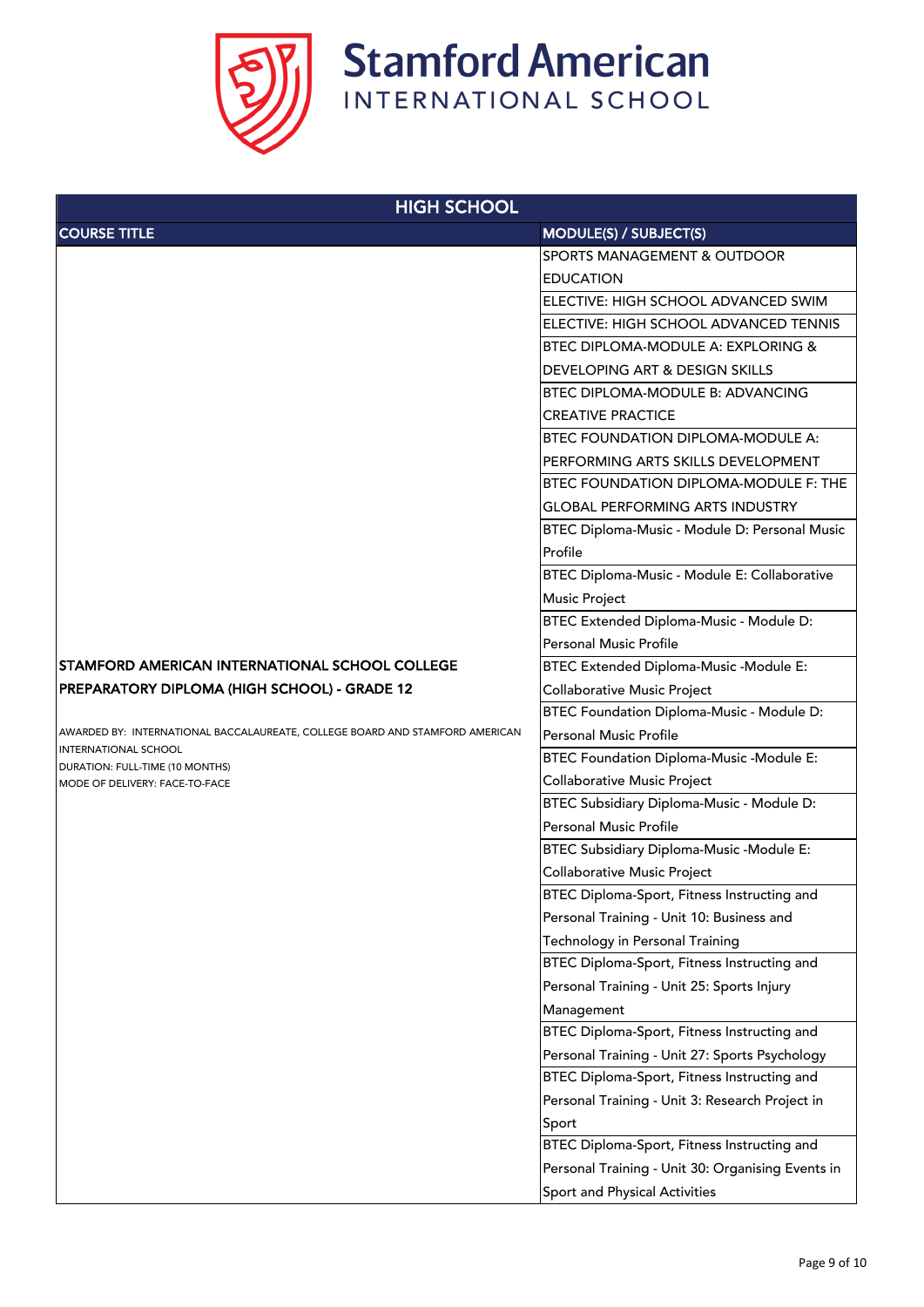| HIGH SCHOOL | |
|---|---|
| COURSE TITLE | MODULE(S) / SUBJECT(S) |
| | SPORTS MANAGEMENT & OUTDOOR EDUCATION |
| | ELECTIVE: HIGH SCHOOL ADVANCED SWIM |
| | ELECTIVE: HIGH SCHOOL ADVANCED TENNIS |
| | BTEC DIPLOMA-MODULE A: EXPLORING & DEVELOPING ART & DESIGN SKILLS |
| | BTEC DIPLOMA-MODULE B: ADVANCING CREATIVE PRACTICE |
| | BTEC FOUNDATION DIPLOMA-MODULE A: PERFORMING ARTS SKILLS DEVELOPMENT |
| | BTEC FOUNDATION DIPLOMA-MODULE F: THE GLOBAL PERFORMING ARTS INDUSTRY |
| | BTEC Diploma-Music - Module D: Personal Music Profile |
| | BTEC Diploma-Music - Module E: Collaborative Music Project |
| | BTEC Extended Diploma-Music - Module D: Personal Music Profile |
| **STAMFORD AMERICAN INTERNATIONAL SCHOOL COLLEGE PREPARATORY DIPLOMA (HIGH SCHOOL) - GRADE 12**<br><br>AWARDED BY: INTERNATIONAL BACCALAUREATE, COLLEGE BOARD AND STAMFORD AMERICAN INTERNATIONAL SCHOOL<br>DURATION: FULL-TIME (10 MONTHS)<br>MODE OF DELIVERY: FACE-TO-FACE | BTEC Extended Diploma-Music -Module E: Collaborative Music Project |
| | BTEC Foundation Diploma-Music - Module D: Personal Music Profile |
| | BTEC Foundation Diploma-Music -Module E: Collaborative Music Project |
| | BTEC Subsidiary Diploma-Music - Module D: Personal Music Profile |
| | BTEC Subsidiary Diploma-Music -Module E: Collaborative Music Project |
| | BTEC Diploma-Sport, Fitness Instructing and Personal Training - Unit 10: Business and Technology in Personal Training |
| | BTEC Diploma-Sport, Fitness Instructing and Personal Training - Unit 25: Sports Injury Management |
| | BTEC Diploma-Sport, Fitness Instructing and Personal Training - Unit 27: Sports Psychology |
| | BTEC Diploma-Sport, Fitness Instructing and Personal Training - Unit 3: Research Project in Sport |
| | BTEC Diploma-Sport, Fitness Instructing and Personal Training - Unit 30: Organising Events in Sport and Physical Activities |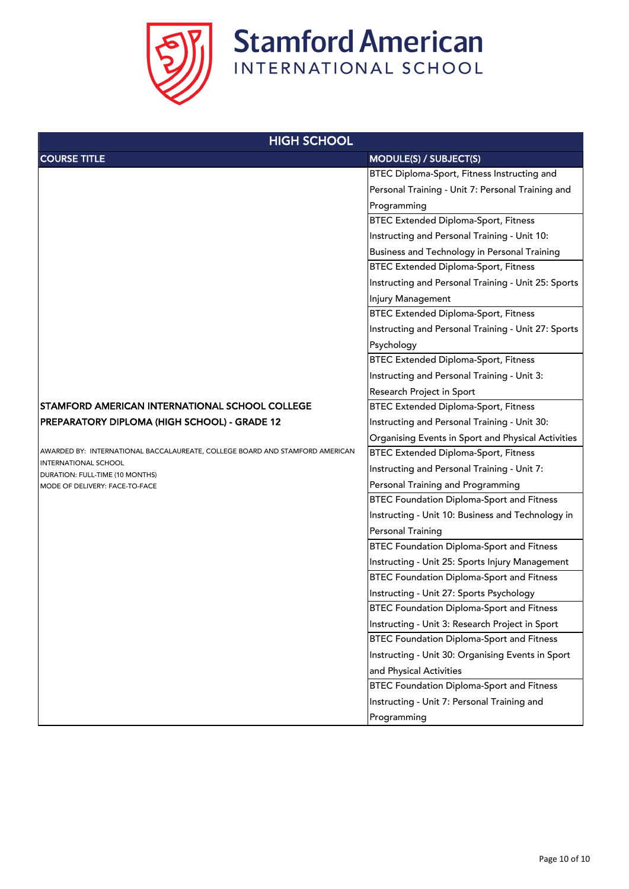# Stamford American INTERNATIONAL SCHOOL

| HIGH SCHOOL | |
|---|---|
| **COURSE TITLE** | **MODULE(S) / SUBJECT(S)** |
| **STAMFORD AMERICAN INTERNATIONAL SCHOOL COLLEGE PREPARATORY DIPLOMA (HIGH SCHOOL) - GRADE 12**<br><br>AWARDED BY: INTERNATIONAL BACCALAUREATE, COLLEGE BOARD AND STAMFORD AMERICAN INTERNATIONAL SCHOOL<br>DURATION: FULL-TIME (10 MONTHS)<br>MODE OF DELIVERY: FACE-TO-FACE | BTEC Diploma-Sport, Fitness Instructing and Personal Training - Unit 7: Personal Training and Programming |
| | BTEC Extended Diploma-Sport, Fitness Instructing and Personal Training - Unit 10: Business and Technology in Personal Training |
| | BTEC Extended Diploma-Sport, Fitness Instructing and Personal Training - Unit 25: Sports Injury Management |
| | BTEC Extended Diploma-Sport, Fitness Instructing and Personal Training - Unit 27: Sports Psychology |
| | BTEC Extended Diploma-Sport, Fitness Instructing and Personal Training - Unit 3: Research Project in Sport |
| | BTEC Extended Diploma-Sport, Fitness Instructing and Personal Training - Unit 30: Organising Events in Sport and Physical Activities |
| | BTEC Extended Diploma-Sport, Fitness Instructing and Personal Training - Unit 7: Personal Training and Programming |
| | BTEC Foundation Diploma-Sport and Fitness Instructing - Unit 10: Business and Technology in Personal Training |
| | BTEC Foundation Diploma-Sport and Fitness Instructing - Unit 25: Sports Injury Management |
| | BTEC Foundation Diploma-Sport and Fitness Instructing - Unit 27: Sports Psychology |
| | BTEC Foundation Diploma-Sport and Fitness Instructing - Unit 3: Research Project in Sport |
| | BTEC Foundation Diploma-Sport and Fitness Instructing - Unit 30: Organising Events in Sport and Physical Activities |
| | BTEC Foundation Diploma-Sport and Fitness Instructing - Unit 7: Personal Training and Programming |